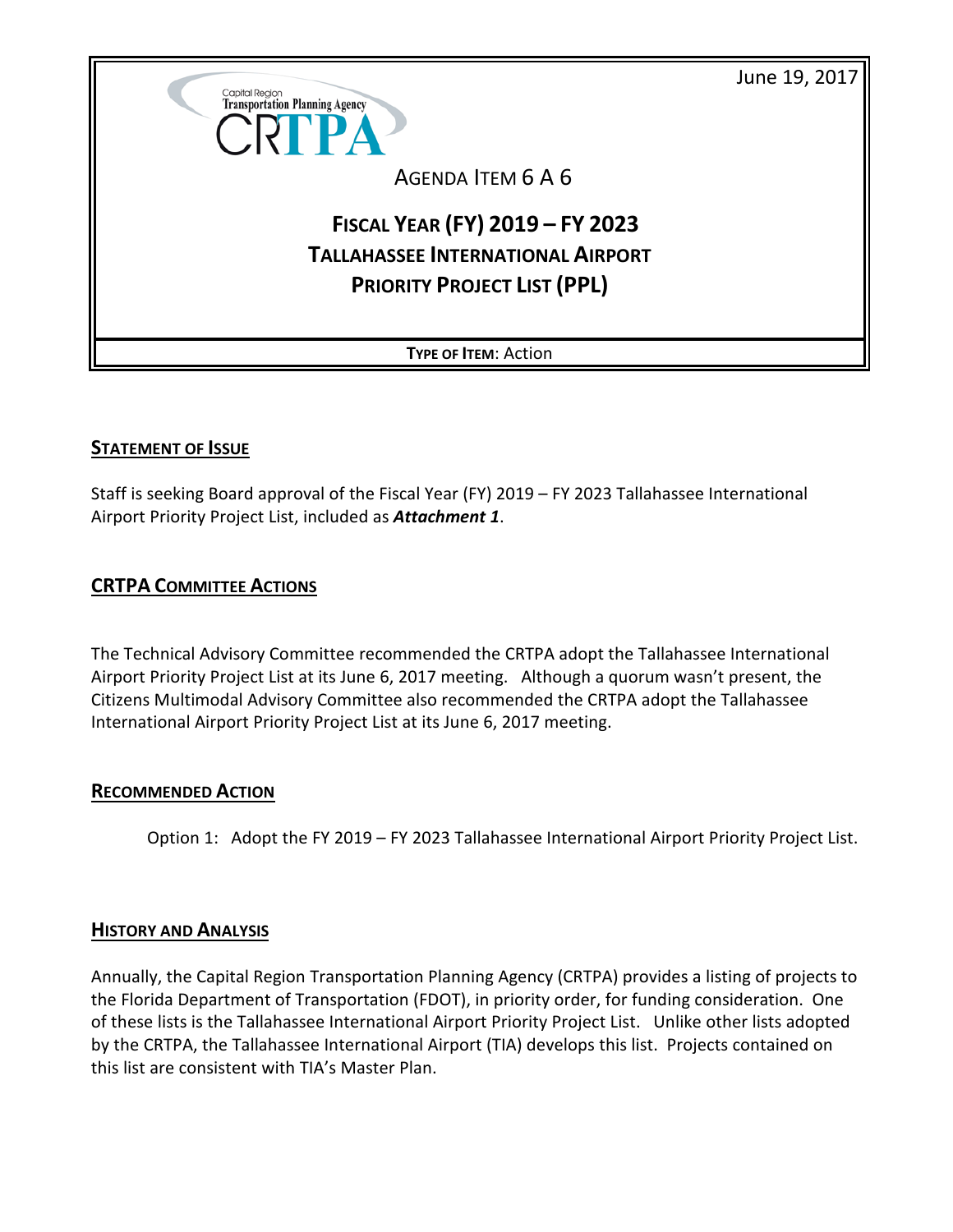June 19, 2017

Capital Region Transportation Planning Agency
CRTPA

AGENDA ITEM 6 A 6

# FISCAL YEAR (FY) 2019 – FY 2023 TALLAHASSEE INTERNATIONAL AIRPORT PRIORITY PROJECT LIST (PPL)

**TYPE OF ITEM**: Action

## STATEMENT OF ISSUE

Staff is seeking Board approval of the Fiscal Year (FY) 2019 – FY 2023 Tallahassee International Airport Priority Project List, included as ***Attachment 1***.

## CRTPA COMMITTEE ACTIONS

The Technical Advisory Committee recommended the CRTPA adopt the Tallahassee International Airport Priority Project List at its June 6, 2017 meeting. Although a quorum wasn't present, the Citizens Multimodal Advisory Committee also recommended the CRTPA adopt the Tallahassee International Airport Priority Project List at its June 6, 2017 meeting.

## RECOMMENDED ACTION

Option 1: Adopt the FY 2019 – FY 2023 Tallahassee International Airport Priority Project List.

## HISTORY AND ANALYSIS

Annually, the Capital Region Transportation Planning Agency (CRTPA) provides a listing of projects to the Florida Department of Transportation (FDOT), in priority order, for funding consideration. One of these lists is the Tallahassee International Airport Priority Project List. Unlike other lists adopted by the CRTPA, the Tallahassee International Airport (TIA) develops this list. Projects contained on this list are consistent with TIA's Master Plan.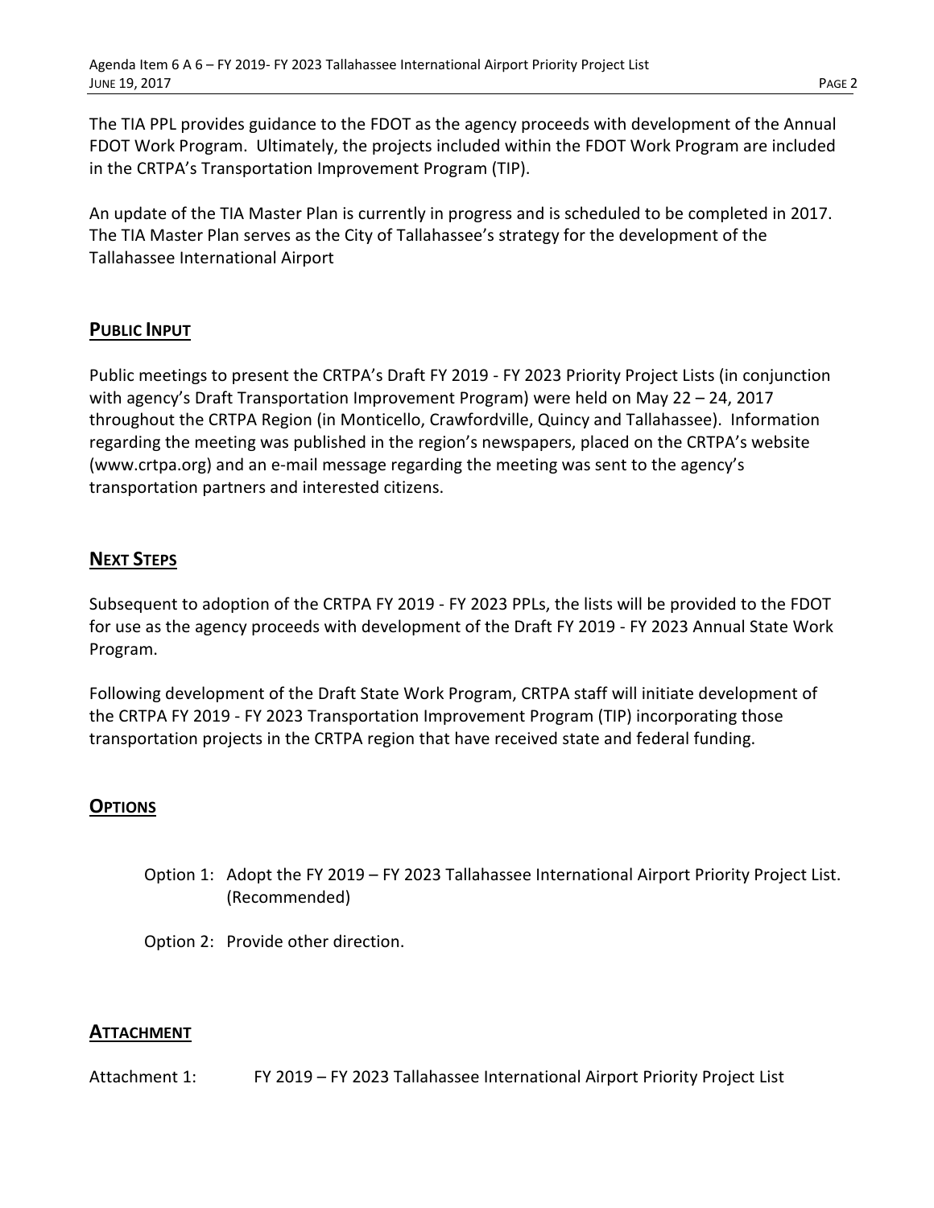The TIA PPL provides guidance to the FDOT as the agency proceeds with development of the Annual FDOT Work Program. Ultimately, the projects included within the FDOT Work Program are included in the CRTPA's Transportation Improvement Program (TIP).

An update of the TIA Master Plan is currently in progress and is scheduled to be completed in 2017. The TIA Master Plan serves as the City of Tallahassee's strategy for the development of the Tallahassee International Airport

## PUBLIC INPUT

Public meetings to present the CRTPA's Draft FY 2019 - FY 2023 Priority Project Lists (in conjunction with agency's Draft Transportation Improvement Program) were held on May 22 – 24, 2017 throughout the CRTPA Region (in Monticello, Crawfordville, Quincy and Tallahassee). Information regarding the meeting was published in the region's newspapers, placed on the CRTPA's website (www.crtpa.org) and an e-mail message regarding the meeting was sent to the agency's transportation partners and interested citizens.

## NEXT STEPS

Subsequent to adoption of the CRTPA FY 2019 - FY 2023 PPLs, the lists will be provided to the FDOT for use as the agency proceeds with development of the Draft FY 2019 - FY 2023 Annual State Work Program.

Following development of the Draft State Work Program, CRTPA staff will initiate development of the CRTPA FY 2019 - FY 2023 Transportation Improvement Program (TIP) incorporating those transportation projects in the CRTPA region that have received state and federal funding.

## OPTIONS

Option 1: Adopt the FY 2019 – FY 2023 Tallahassee International Airport Priority Project List. (Recommended)

Option 2: Provide other direction.

## ATTACHMENT

Attachment 1: FY 2019 – FY 2023 Tallahassee International Airport Priority Project List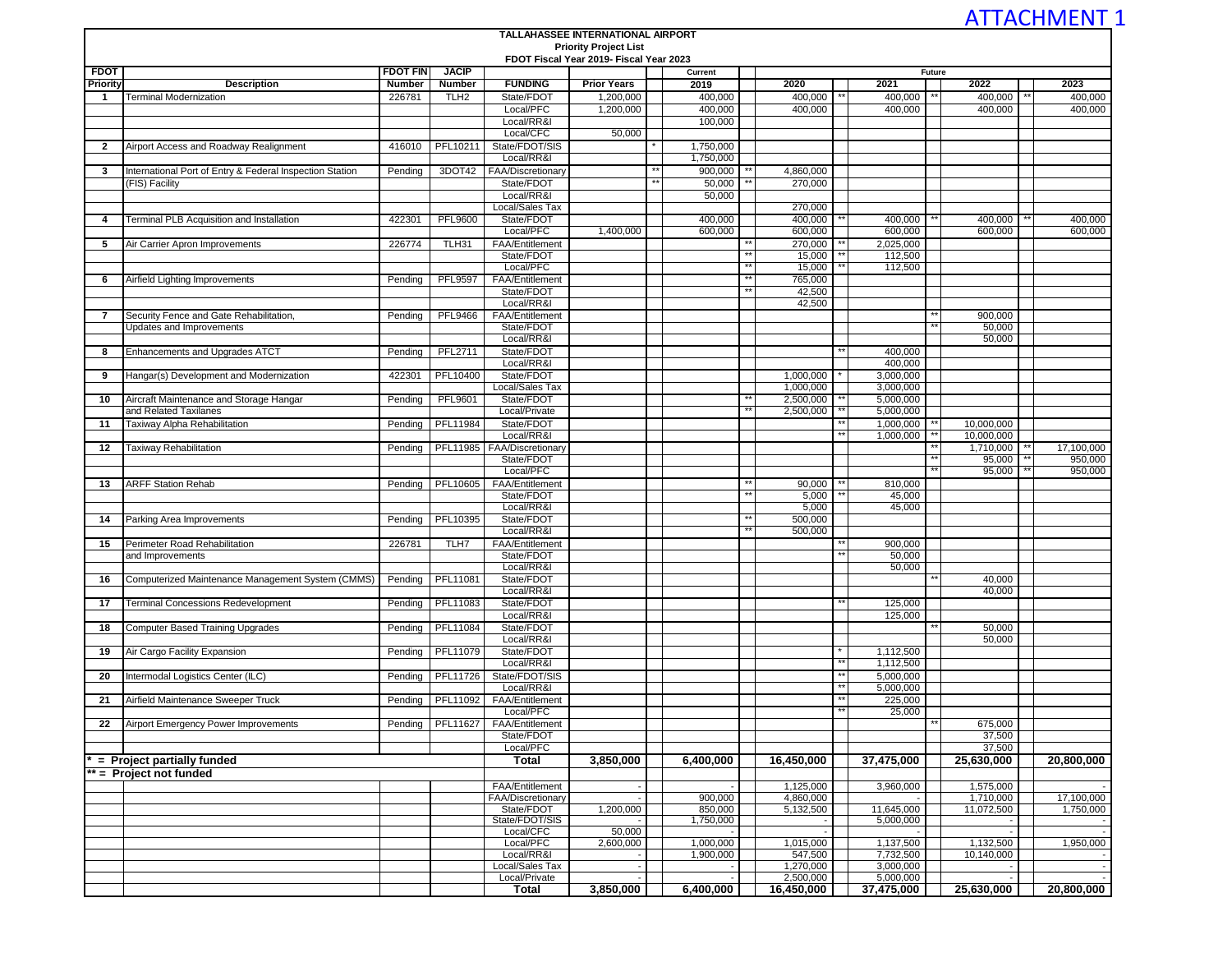ATTACHMENT 1

**TALLAHASSEE INTERNATIONAL AIRPORT**
**Priority Project List**
**FDOT Fiscal Year 2019- Fiscal Year 2023**

| FDOT | | FDOT FIN | JACIP | | | | Current | | Future | | | | | | |
|---|---|---|---|---|---|---|---|---|---|---|---|---|---|---|---|
| Priority | Description | Number | Number | FUNDING | Prior Years | | 2019 | | 2020 | | 2021 | | 2022 | | 2023 |
| 1 | Terminal Modernization | 226781 | TLH2 | State/FDOT | 1,200,000 | | 400,000 | | 400,000 | ** | 400,000 | ** | 400,000 | ** | 400,000 |
| | | | | Local/PFC | 1,200,000 | | 400,000 | | 400,000 | | 400,000 | | 400,000 | | 400,000 |
| | | | | Local/RR&I | | | 100,000 | | | | | | | | |
| | | | | Local/CFC | 50,000 | | | | | | | | | | |
| 2 | Airport Access and Roadway Realignment | 416010 | PFL10211 | State/FDOT/SIS | | * | 1,750,000 | | | | | | | | |
| | | | | Local/RR&I | | | 1,750,000 | | | | | | | | |
| 3 | International Port of Entry & Federal Inspection Station | Pending | 3DOT42 | FAA/Discretionary | | ** | 900,000 | ** | 4,860,000 | | | | | | |
| | (FIS) Facility | | | State/FDOT | | ** | 50,000 | ** | 270,000 | | | | | | |
| | | | | Local/RR&I | | | 50,000 | | | | | | | | |
| | | | | Local/Sales Tax | | | | | 270,000 | | | | | | |
| 4 | Terminal PLB Acquisition and Installation | 422301 | PFL9600 | State/FDOT | | | 400,000 | | 400,000 | ** | 400,000 | ** | 400,000 | ** | 400,000 |
| | | | | Local/PFC | 1,400,000 | | 600,000 | | 600,000 | | 600,000 | | 600,000 | | 600,000 |
| 5 | Air Carrier Apron Improvements | 226774 | TLH31 | FAA/Entitlement | | | | ** | 270,000 | ** | 2,025,000 | | | | |
| | | | | State/FDOT | | | | ** | 15,000 | ** | 112,500 | | | | |
| | | | | Local/PFC | | | | ** | 15,000 | ** | 112,500 | | | | |
| 6 | Airfield Lighting Improvements | Pending | PFL9597 | FAA/Entitlement | | | | ** | 765,000 | | | | | | |
| | | | | State/FDOT | | | | ** | 42,500 | | | | | | |
| | | | | Local/RR&I | | | | | 42,500 | | | | | | |
| 7 | Security Fence and Gate Rehabilitation, | Pending | PFL9466 | FAA/Entitlement | | | | | | | | ** | 900,000 | | |
| | Updates and Improvements | | | State/FDOT | | | | | | | | ** | 50,000 | | |
| | | | | Local/RR&I | | | | | | | | | 50,000 | | |
| 8 | Enhancements and Upgrades ATCT | Pending | PFL2711 | State/FDOT | | | | | | ** | 400,000 | | | | |
| | | | | Local/RR&I | | | | | | | 400,000 | | | | |
| 9 | Hangar(s) Development and Modernization | 422301 | PFL10400 | State/FDOT | | | | | 1,000,000 | * | 3,000,000 | | | | |
| | | | | Local/Sales Tax | | | | | 1,000,000 | | 3,000,000 | | | | |
| 10 | Aircraft Maintenance and Storage Hangar | Pending | PFL9601 | State/FDOT | | | | ** | 2,500,000 | ** | 5,000,000 | | | | |
| | and Related Taxilanes | | | Local/Private | | | | ** | 2,500,000 | ** | 5,000,000 | | | | |
| 11 | Taxiway Alpha Rehabilitation | Pending | PFL11984 | State/FDOT | | | | | | ** | 1,000,000 | ** | 10,000,000 | | |
| | | | | Local/RR&I | | | | | | ** | 1,000,000 | ** | 10,000,000 | | |
| 12 | Taxiway Rehabilitation | Pending | PFL11985 | FAA/Discretionary | | | | | | | | ** | 1,710,000 | ** | 17,100,000 |
| | | | | State/FDOT | | | | | | | | ** | 95,000 | ** | 950,000 |
| | | | | Local/PFC | | | | | | | | ** | 95,000 | ** | 950,000 |
| 13 | ARFF Station Rehab | Pending | PFL10605 | FAA/Entitlement | | | | ** | 90,000 | ** | 810,000 | | | | |
| | | | | State/FDOT | | | | ** | 5,000 | ** | 45,000 | | | | |
| | | | | Local/RR&I | | | | | 5,000 | | 45,000 | | | | |
| 14 | Parking Area Improvements | Pending | PFL10395 | State/FDOT | | | | ** | 500,000 | | | | | | |
| | | | | Local/RR&I | | | | ** | 500,000 | | | | | | |
| 15 | Perimeter Road Rehabilitation | 226781 | TLH7 | FAA/Entitlement | | | | | | ** | 900,000 | | | | |
| | and Improvements | | | State/FDOT | | | | | | ** | 50,000 | | | | |
| | | | | Local/RR&I | | | | | | | 50,000 | | | | |
| 16 | Computerized Maintenance Management System (CMMS) | Pending | PFL11081 | State/FDOT | | | | | | | | ** | 40,000 | | |
| | | | | Local/RR&I | | | | | | | | | 40,000 | | |
| 17 | Terminal Concessions Redevelopment | Pending | PFL11083 | State/FDOT | | | | | | ** | 125,000 | | | | |
| | | | | Local/RR&I | | | | | | | 125,000 | | | | |
| 18 | Computer Based Training Upgrades | Pending | PFL11084 | State/FDOT | | | | | | | | ** | 50,000 | | |
| | | | | Local/RR&I | | | | | | | | | 50,000 | | |
| 19 | Air Cargo Facility Expansion | Pending | PFL11079 | State/FDOT | | | | | | * | 1,112,500 | | | | |
| | | | | Local/RR&I | | | | | | ** | 1,112,500 | | | | |
| 20 | Intermodal Logistics Center (ILC) | Pending | PFL11726 | State/FDOT/SIS | | | | | | ** | 5,000,000 | | | | |
| | | | | Local/RR&I | | | | | | ** | 5,000,000 | | | | |
| 21 | Airfield Maintenance Sweeper Truck | Pending | PFL11092 | FAA/Entitlement | | | | | | ** | 225,000 | | | | |
| | | | | Local/PFC | | | | | | ** | 25,000 | | | | |
| 22 | Airport Emergency Power Improvements | Pending | PFL11627 | FAA/Entitlement | | | | | | | | ** | 675,000 | | |
| | | | | State/FDOT | | | | | | | | | 37,500 | | |
| | | | | Local/PFC | | | | | | | | | 37,500 | | |
| * = Project partially funded | | | | **Total** | **3,850,000** | | **6,400,000** | | **16,450,000** | | **37,475,000** | | **25,630,000** | | **20,800,000** |
| ** = Project not funded | | | | | | | | | | | | | | | |
| | | | | FAA/Entitlement | - | | - | | 1,125,000 | | 3,960,000 | | 1,575,000 | | - |
| | | | | FAA/Discretionary | - | | 900,000 | | 4,860,000 | | - | | 1,710,000 | | 17,100,000 |
| | | | | State/FDOT | 1,200,000 | | 850,000 | | 5,132,500 | | 11,645,000 | | 11,072,500 | | 1,750,000 |
| | | | | State/FDOT/SIS | - | | 1,750,000 | | - | | 5,000,000 | | - | | - |
| | | | | Local/CFC | 50,000 | | - | | - | | - | | - | | - |
| | | | | Local/PFC | 2,600,000 | | 1,000,000 | | 1,015,000 | | 1,137,500 | | 1,132,500 | | 1,950,000 |
| | | | | Local/RR&I | - | | 1,900,000 | | 547,500 | | 7,732,500 | | 10,140,000 | | - |
| | | | | Local/Sales Tax | - | | - | | 1,270,000 | | 3,000,000 | | - | | - |
| | | | | Local/Private | - | | - | | 2,500,000 | | 5,000,000 | | - | | - |
| | | | | **Total** | **3,850,000** | | **6,400,000** | | **16,450,000** | | **37,475,000** | | **25,630,000** | | **20,800,000** |